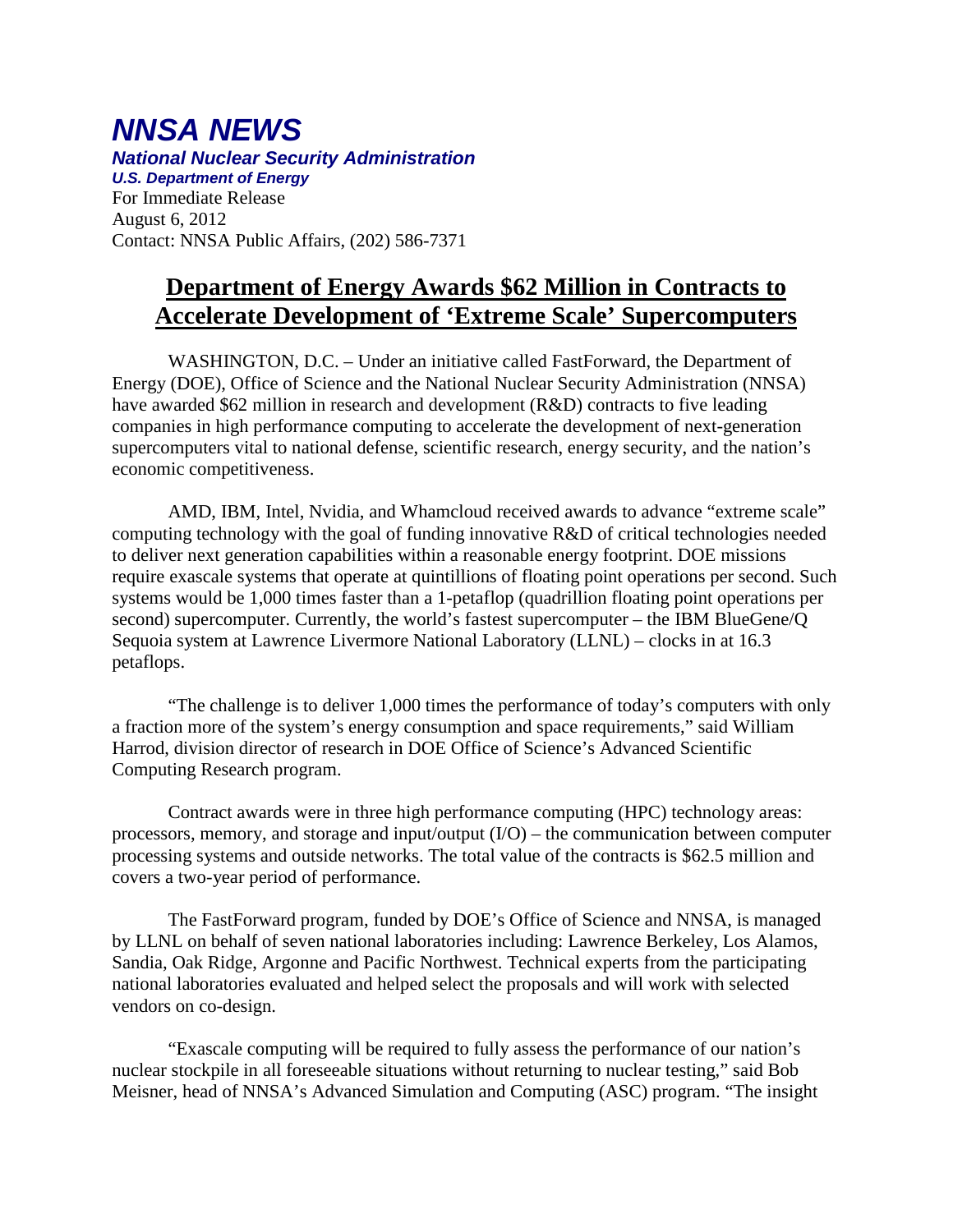# *NNSA NEWS*

***National Nuclear Security Administration***
***U.S. Department of Energy***

For Immediate Release
August 6, 2012
Contact: NNSA Public Affairs, (202) 586-7371

## Department of Energy Awards $62 Million in Contracts to Accelerate Development of 'Extreme Scale' Supercomputers

WASHINGTON, D.C. – Under an initiative called FastForward, the Department of Energy (DOE), Office of Science and the National Nuclear Security Administration (NNSA) have awarded $62 million in research and development (R&D) contracts to five leading companies in high performance computing to accelerate the development of next-generation supercomputers vital to national defense, scientific research, energy security, and the nation's economic competitiveness.

AMD, IBM, Intel, Nvidia, and Whamcloud received awards to advance "extreme scale" computing technology with the goal of funding innovative R&D of critical technologies needed to deliver next generation capabilities within a reasonable energy footprint. DOE missions require exascale systems that operate at quintillions of floating point operations per second. Such systems would be 1,000 times faster than a 1-petaflop (quadrillion floating point operations per second) supercomputer. Currently, the world's fastest supercomputer – the IBM BlueGene/Q Sequoia system at Lawrence Livermore National Laboratory (LLNL) – clocks in at 16.3 petaflops.

"The challenge is to deliver 1,000 times the performance of today's computers with only a fraction more of the system's energy consumption and space requirements," said William Harrod, division director of research in DOE Office of Science's Advanced Scientific Computing Research program.

Contract awards were in three high performance computing (HPC) technology areas: processors, memory, and storage and input/output (I/O) – the communication between computer processing systems and outside networks. The total value of the contracts is $62.5 million and covers a two-year period of performance.

The FastForward program, funded by DOE's Office of Science and NNSA, is managed by LLNL on behalf of seven national laboratories including: Lawrence Berkeley, Los Alamos, Sandia, Oak Ridge, Argonne and Pacific Northwest. Technical experts from the participating national laboratories evaluated and helped select the proposals and will work with selected vendors on co-design.

"Exascale computing will be required to fully assess the performance of our nation's nuclear stockpile in all foreseeable situations without returning to nuclear testing," said Bob Meisner, head of NNSA's Advanced Simulation and Computing (ASC) program. "The insight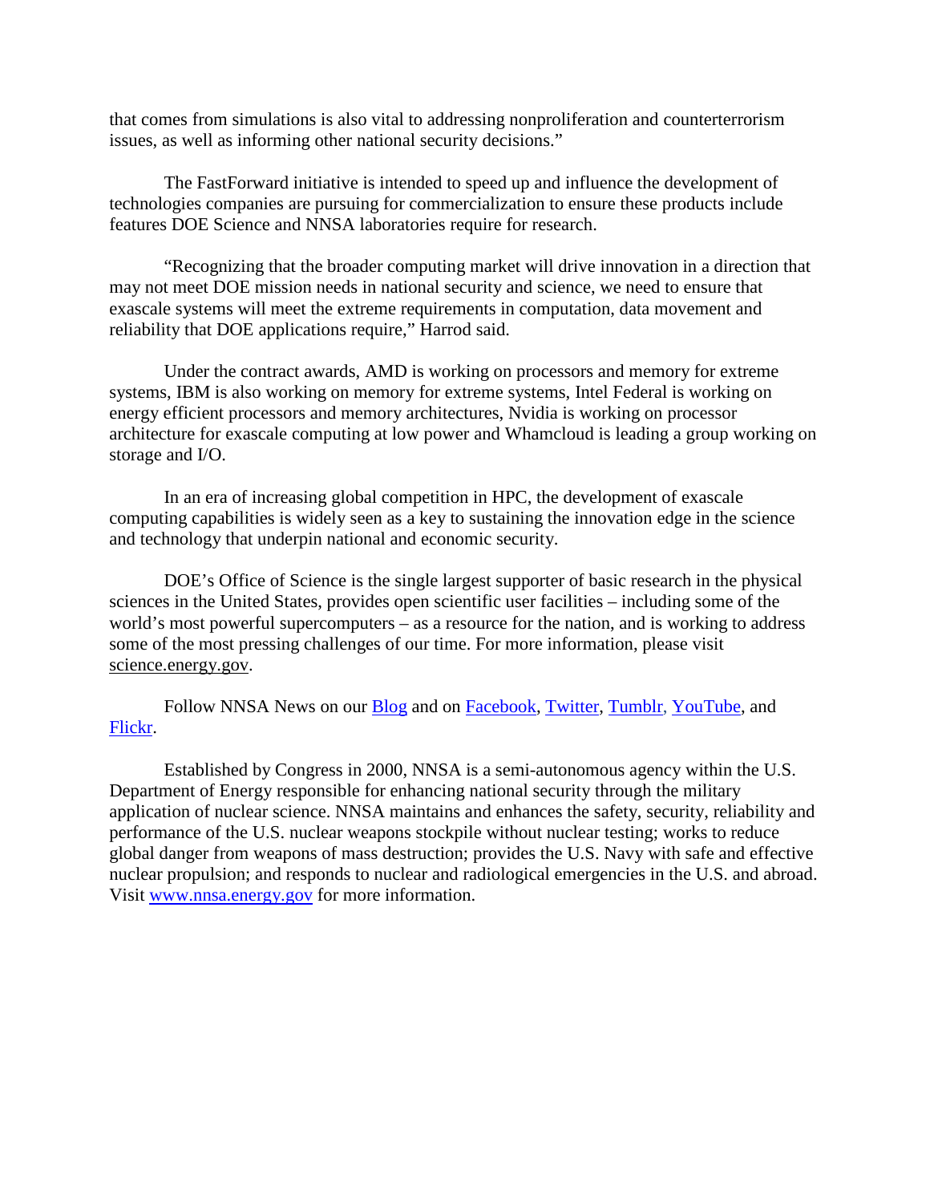that comes from simulations is also vital to addressing nonproliferation and counterterrorism issues, as well as informing other national security decisions."

The FastForward initiative is intended to speed up and influence the development of technologies companies are pursuing for commercialization to ensure these products include features DOE Science and NNSA laboratories require for research.

"Recognizing that the broader computing market will drive innovation in a direction that may not meet DOE mission needs in national security and science, we need to ensure that exascale systems will meet the extreme requirements in computation, data movement and reliability that DOE applications require," Harrod said.

Under the contract awards, AMD is working on processors and memory for extreme systems, IBM is also working on memory for extreme systems, Intel Federal is working on energy efficient processors and memory architectures, Nvidia is working on processor architecture for exascale computing at low power and Whamcloud is leading a group working on storage and I/O.

In an era of increasing global competition in HPC, the development of exascale computing capabilities is widely seen as a key to sustaining the innovation edge in the science and technology that underpin national and economic security.

DOE's Office of Science is the single largest supporter of basic research in the physical sciences in the United States, provides open scientific user facilities – including some of the world's most powerful supercomputers – as a resource for the nation, and is working to address some of the most pressing challenges of our time. For more information, please visit science.energy.gov.

Follow NNSA News on our Blog and on Facebook, Twitter, Tumblr, YouTube, and Flickr.

Established by Congress in 2000, NNSA is a semi-autonomous agency within the U.S. Department of Energy responsible for enhancing national security through the military application of nuclear science. NNSA maintains and enhances the safety, security, reliability and performance of the U.S. nuclear weapons stockpile without nuclear testing; works to reduce global danger from weapons of mass destruction; provides the U.S. Navy with safe and effective nuclear propulsion; and responds to nuclear and radiological emergencies in the U.S. and abroad. Visit www.nnsa.energy.gov for more information.